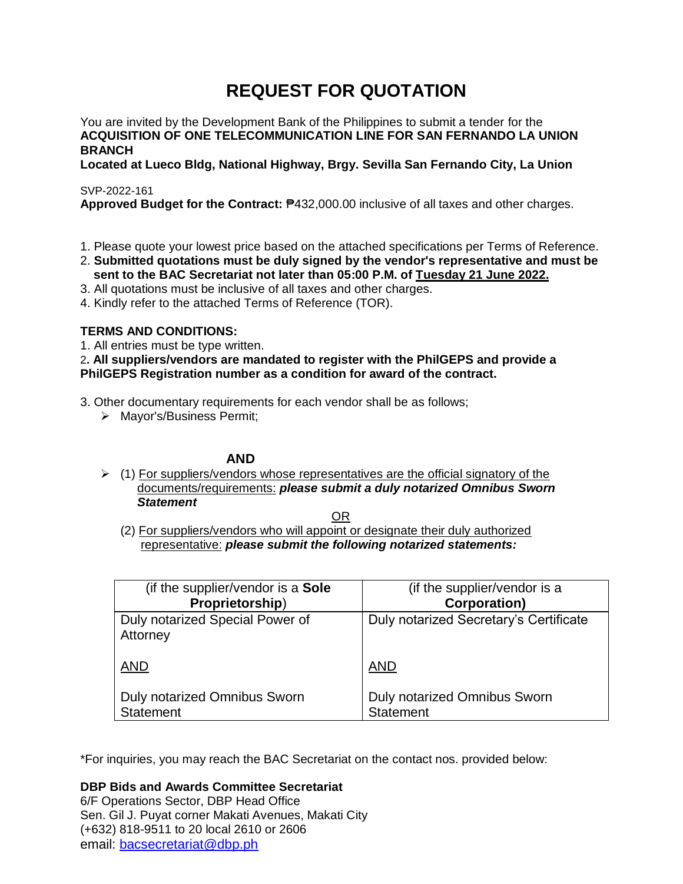# REQUEST FOR QUOTATION

You are invited by the Development Bank of the Philippines to submit a tender for the **ACQUISITION OF ONE TELECOMMUNICATION LINE FOR SAN FERNANDO LA UNION BRANCH**

**Located at Lueco Bldg, National Highway, Brgy. Sevilla San Fernando City, La Union**

SVP-2022-161

**Approved Budget for the Contract:** ₱432,000.00 inclusive of all taxes and other charges.

1. Please quote your lowest price based on the attached specifications per Terms of Reference.
2. **Submitted quotations must be duly signed by the vendor's representative and must be sent to the BAC Secretariat not later than 05:00 P.M. of <u>Tuesday 21 June 2022.</u>**
3. All quotations must be inclusive of all taxes and other charges.
4. Kindly refer to the attached Terms of Reference (TOR).

**TERMS AND CONDITIONS:**

1. All entries must be type written.
2. **All suppliers/vendors are mandated to register with the PhilGEPS and provide a PhilGEPS Registration number as a condition for award of the contract.**
3. Other documentary requirements for each vendor shall be as follows;
   - Mayor's/Business Permit;

**AND**

- (1) <u>For suppliers/vendors whose representatives are the official signatory of the documents/requirements:</u> ***please submit a duly notarized Omnibus Sworn Statement***

<u>OR</u>

(2) <u>For suppliers/vendors who will appoint or designate their duly authorized representative:</u> ***please submit the following notarized statements:***

| (if the supplier/vendor is a **Sole Proprietorship**) | (if the supplier/vendor is a **Corporation)** |
|---|---|
| Duly notarized Special Power of Attorney<br><br><u>AND</u><br><br>Duly notarized Omnibus Sworn Statement | Duly notarized Secretary's Certificate<br><br><u>AND</u><br><br>Duly notarized Omnibus Sworn Statement |

*For inquiries, you may reach the BAC Secretariat on the contact nos. provided below:

**DBP Bids and Awards Committee Secretariat**
6/F Operations Sector, DBP Head Office
Sen. Gil J. Puyat corner Makati Avenues, Makati City
(+632) 818-9511 to 20 local 2610 or 2606
email: bacsecretariat@dbp.ph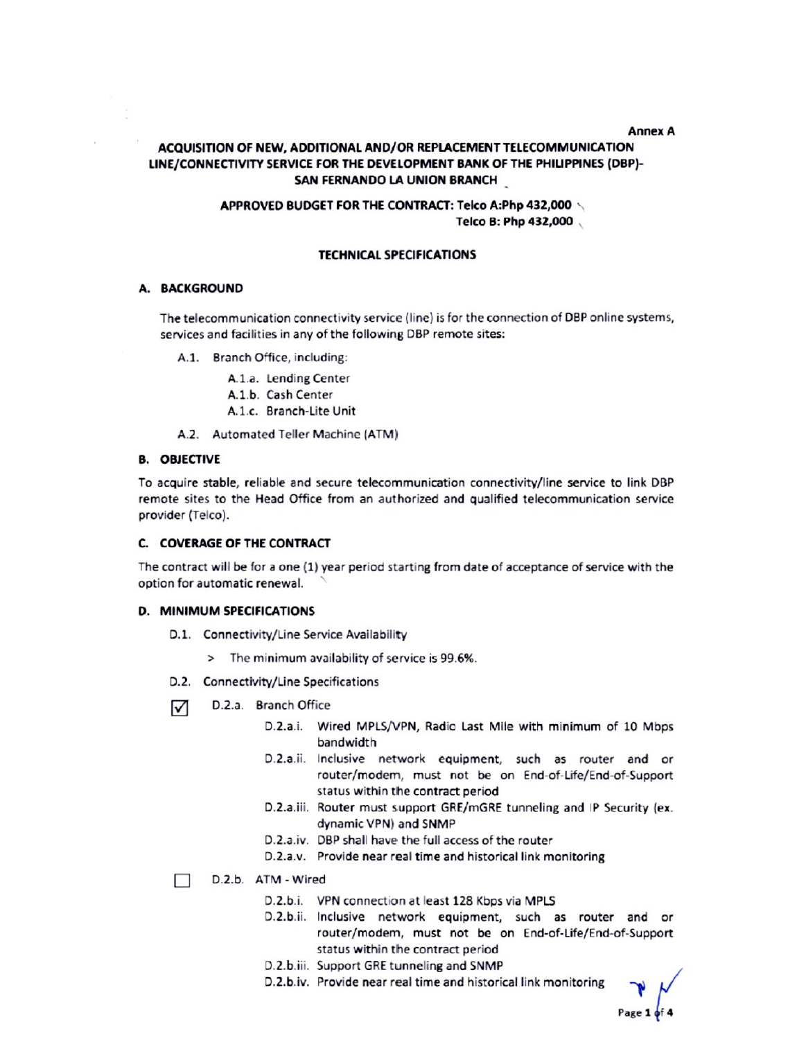Annex A

# ACQUISITION OF NEW, ADDITIONAL AND/OR REPLACEMENT TELECOMMUNICATION LINE/CONNECTIVITY SERVICE FOR THE DEVELOPMENT BANK OF THE PHILIPPINES (DBP)-SAN FERNANDO LA UNION BRANCH

**APPROVED BUDGET FOR THE CONTRACT: Telco A:Php 432,000**
**Telco B: Php 432,000**

## TECHNICAL SPECIFICATIONS

### A. BACKGROUND

The telecommunication connectivity service (line) is for the connection of DBP online systems, services and facilities in any of the following DBP remote sites:

- A.1. Branch Office, including:
  - A.1.a. Lending Center
  - A.1.b. Cash Center
  - A.1.c. Branch-Lite Unit
- A.2. Automated Teller Machine (ATM)

### B. OBJECTIVE

To acquire stable, reliable and secure telecommunication connectivity/line service to link DBP remote sites to the Head Office from an authorized and qualified telecommunication service provider (Telco).

### C. COVERAGE OF THE CONTRACT

The contract will be for a one (1) year period starting from date of acceptance of service with the option for automatic renewal.

### D. MINIMUM SPECIFICATIONS

- D.1. Connectivity/Line Service Availability
  - > The minimum availability of service is 99.6%.
- D.2. Connectivity/Line Specifications

☑ D.2.a. Branch Office

- D.2.a.i. Wired MPLS/VPN, Radio Last Mile with minimum of 10 Mbps bandwidth
- D.2.a.ii. Inclusive network equipment, such as router and or router/modem, must not be on End-of-Life/End-of-Support status within the contract period
- D.2.a.iii. Router must support GRE/mGRE tunneling and IP Security (ex. dynamic VPN) and SNMP
- D.2.a.iv. DBP shall have the full access of the router
- D.2.a.v. Provide near real time and historical link monitoring

☐ D.2.b. ATM - Wired

- D.2.b.i. VPN connection at least 128 Kbps via MPLS
- D.2.b.ii. Inclusive network equipment, such as router and or router/modem, must not be on End-of-Life/End-of-Support status within the contract period
- D.2.b.iii. Support GRE tunneling and SNMP
- D.2.b.iv. Provide near real time and historical link monitoring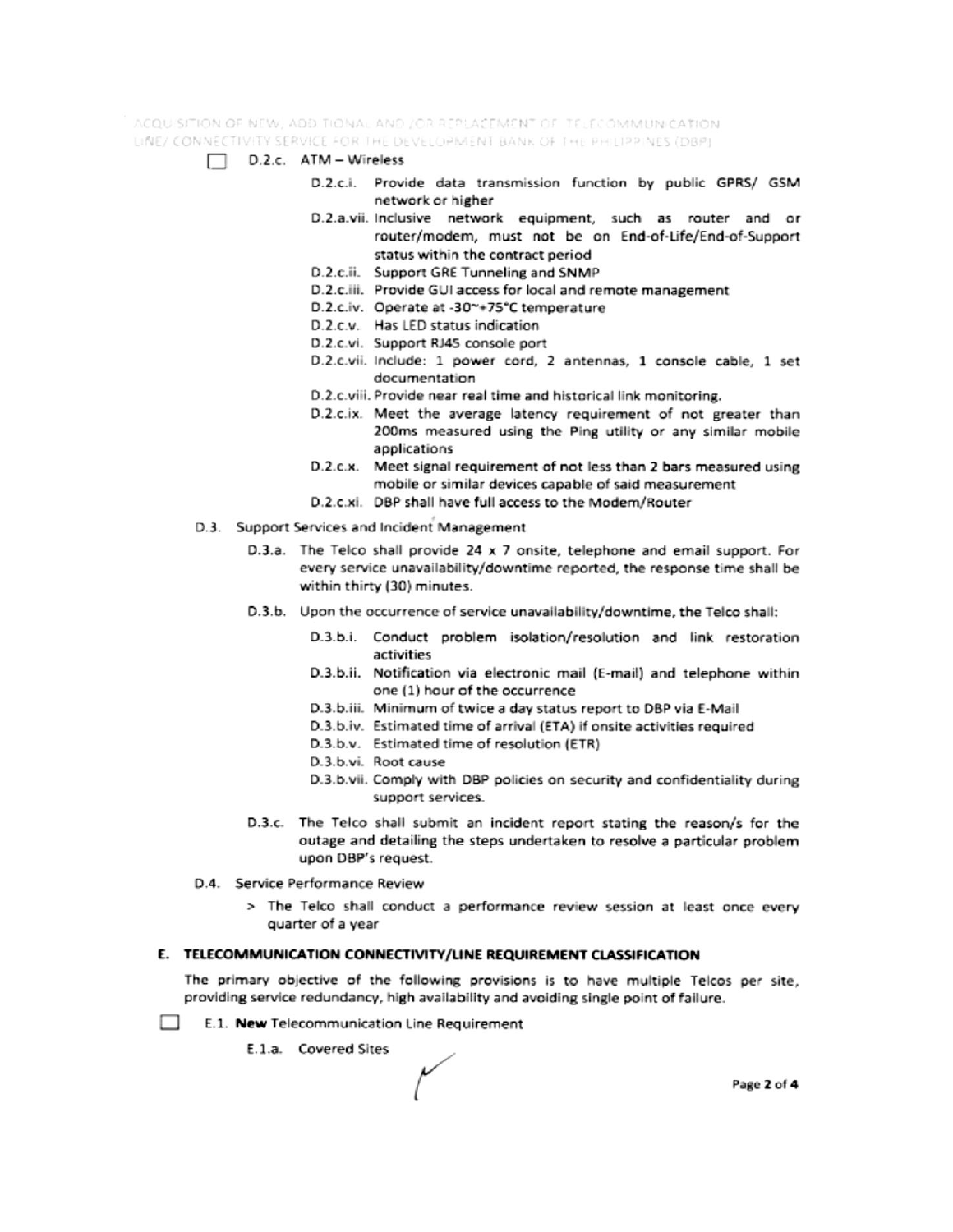☐ D.2.c. ATM – Wireless

- D.2.c.i. Provide data transmission function by public GPRS/ GSM network or higher
- D.2.a.vii. Inclusive network equipment, such as router and or router/modem, must not be on End-of-Life/End-of-Support status within the contract period
- D.2.c.ii. Support GRE Tunneling and SNMP
- D.2.c.iii. Provide GUI access for local and remote management
- D.2.c.iv. Operate at -30~+75°C temperature
- D.2.c.v. Has LED status indication
- D.2.c.vi. Support RJ45 console port
- D.2.c.vii. Include: 1 power cord, 2 antennas, 1 console cable, 1 set documentation
- D.2.c.viii. Provide near real time and historical link monitoring.
- D.2.c.ix. Meet the average latency requirement of not greater than 200ms measured using the Ping utility or any similar mobile applications
- D.2.c.x. Meet signal requirement of not less than 2 bars measured using mobile or similar devices capable of said measurement
- D.2.c.xi. DBP shall have full access to the Modem/Router

D.3. Support Services and Incident Management

D.3.a. The Telco shall provide 24 x 7 onsite, telephone and email support. For every service unavailability/downtime reported, the response time shall be within thirty (30) minutes.

D.3.b. Upon the occurrence of service unavailability/downtime, the Telco shall:

- D.3.b.i. Conduct problem isolation/resolution and link restoration activities
- D.3.b.ii. Notification via electronic mail (E-mail) and telephone within one (1) hour of the occurrence
- D.3.b.iii. Minimum of twice a day status report to DBP via E-Mail
- D.3.b.iv. Estimated time of arrival (ETA) if onsite activities required
- D.3.b.v. Estimated time of resolution (ETR)
- D.3.b.vi. Root cause
- D.3.b.vii. Comply with DBP policies on security and confidentiality during support services.

D.3.c. The Telco shall submit an incident report stating the reason/s for the outage and detailing the steps undertaken to resolve a particular problem upon DBP's request.

D.4. Service Performance Review

> The Telco shall conduct a performance review session at least once every quarter of a year

## E. TELECOMMUNICATION CONNECTIVITY/LINE REQUIREMENT CLASSIFICATION

The primary objective of the following provisions is to have multiple Telcos per site, providing service redundancy, high availability and avoiding single point of failure.

☐ E.1. **New** Telecommunication Line Requirement

E.1.a. Covered Sites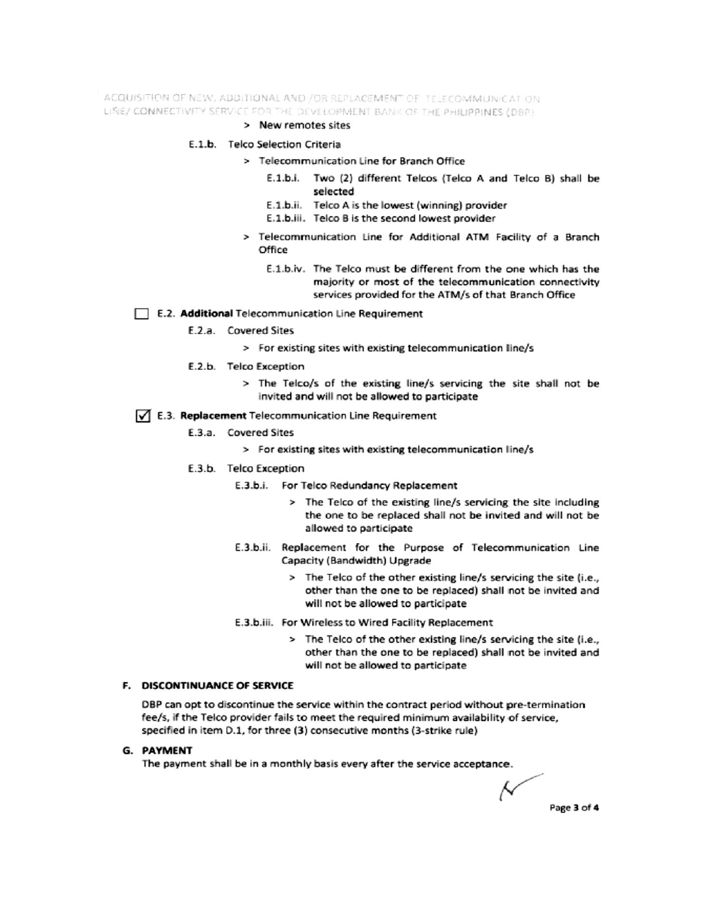- > New remotes sites

E.1.b. Telco Selection Criteria

- > Telecommunication Line for Branch Office
  - E.1.b.i. Two (2) different Telcos (Telco A and Telco B) shall be selected
  - E.1.b.ii. Telco A is the lowest (winning) provider
  - E.1.b.iii. Telco B is the second lowest provider
- > Telecommunication Line for Additional ATM Facility of a Branch Office
  - E.1.b.iv. The Telco must be different from the one which has the majority or most of the telecommunication connectivity services provided for the ATM/s of that Branch Office

☐ E.2. **Additional** Telecommunication Line Requirement

E.2.a. Covered Sites

- > For existing sites with existing telecommunication line/s

E.2.b. Telco Exception

- > The Telco/s of the existing line/s servicing the site shall not be invited and will not be allowed to participate

☑ E.3. **Replacement** Telecommunication Line Requirement

E.3.a. Covered Sites

- > For existing sites with existing telecommunication line/s

E.3.b. Telco Exception

E.3.b.i. For Telco Redundancy Replacement

- > The Telco of the existing line/s servicing the site including the one to be replaced shall not be invited and will not be allowed to participate

E.3.b.ii. Replacement for the Purpose of Telecommunication Line Capacity (Bandwidth) Upgrade

- > The Telco of the other existing line/s servicing the site (i.e., other than the one to be replaced) shall not be invited and will not be allowed to participate

E.3.b.iii. For Wireless to Wired Facility Replacement

- > The Telco of the other existing line/s servicing the site (i.e., other than the one to be replaced) shall not be invited and will not be allowed to participate

## F. DISCONTINUANCE OF SERVICE

DBP can opt to discontinue the service within the contract period without pre-termination fee/s, if the Telco provider fails to meet the required minimum availability of service, specified in item D.1, for three (3) consecutive months (3-strike rule)

## G. PAYMENT

The payment shall be in a monthly basis every after the service acceptance.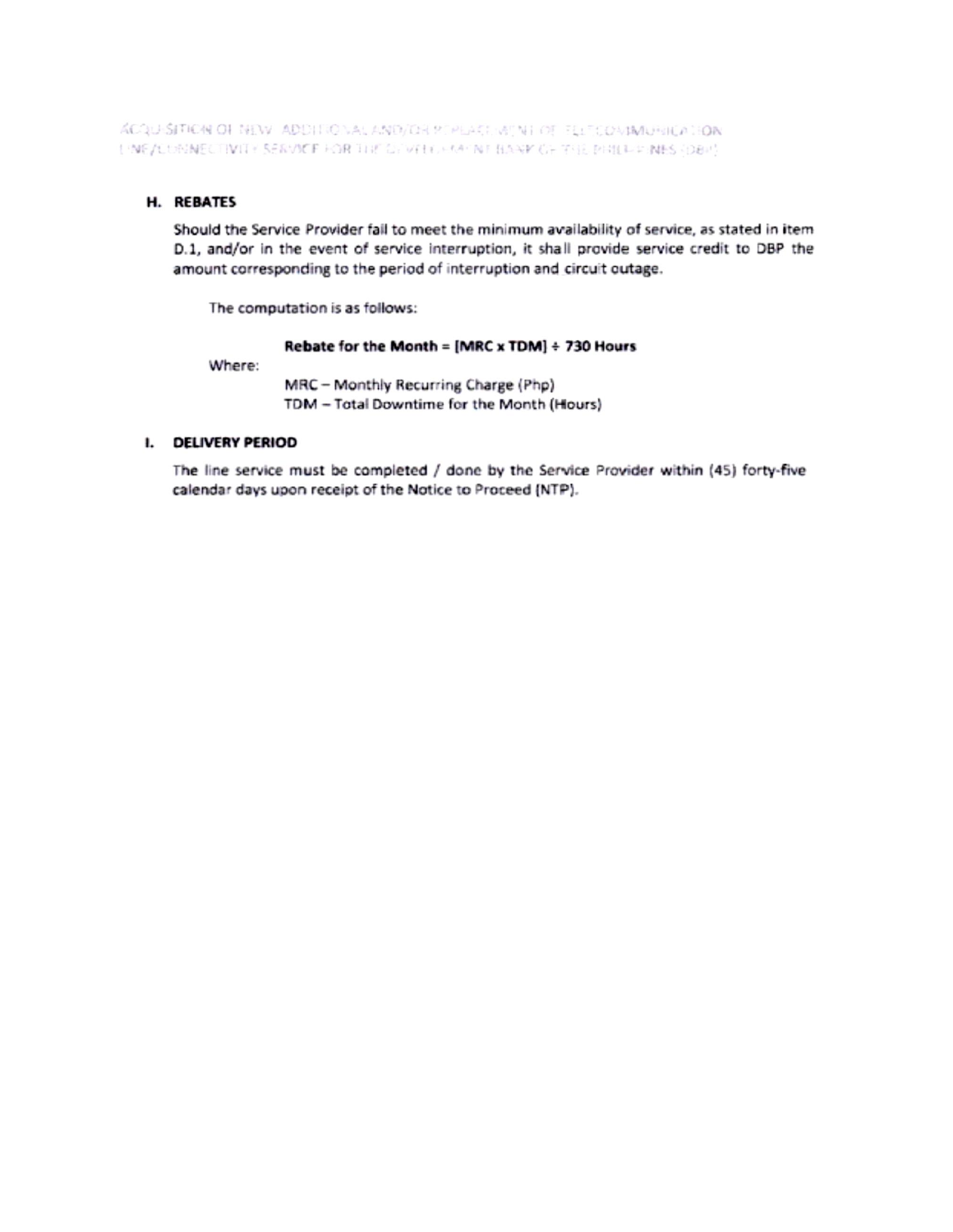## H. REBATES

Should the Service Provider fail to meet the minimum availability of service, as stated in item D.1, and/or in the event of service interruption, it shall provide service credit to DBP the amount corresponding to the period of interruption and circuit outage.

The computation is as follows:

**Rebate for the Month = [MRC x TDM] ÷ 730 Hours**

Where:

MRC – Monthly Recurring Charge (Php)
TDM – Total Downtime for the Month (Hours)

## I. DELIVERY PERIOD

The line service must be completed / done by the Service Provider within (45) forty-five calendar days upon receipt of the Notice to Proceed (NTP).